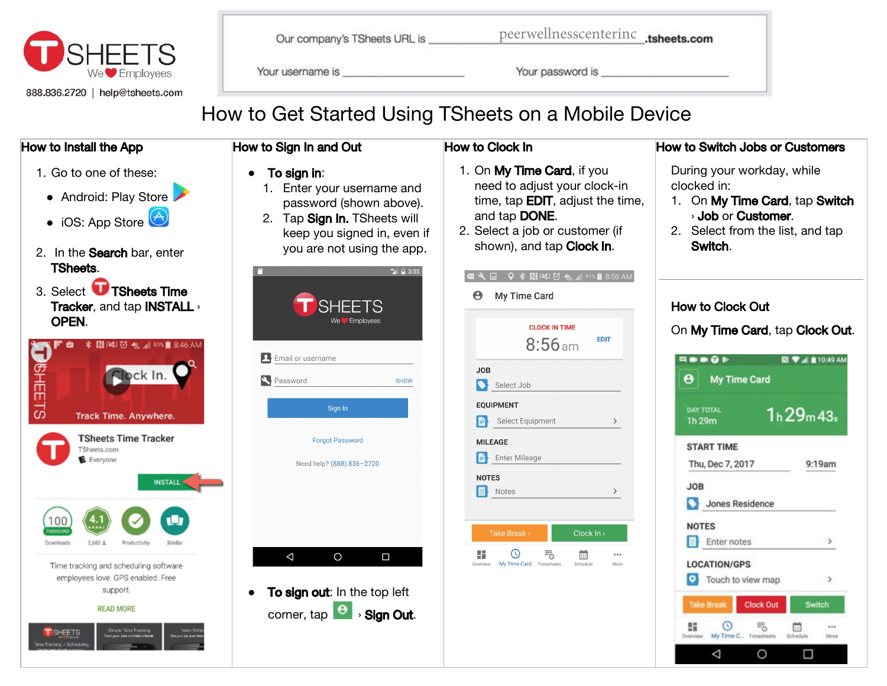TSHEETS
We ❤ Employees

888.836.2720 | help@tsheets.com

Our company's TSheets URL is peerwellnesscenterinc.tsheets.com

Your username is ____________ Your password is ____________

# How to Get Started Using TSheets on a Mobile Device

## How to Install the App

1. Go to one of these:
   - Android: Play Store
   - iOS: App Store
2. In the **Search** bar, enter **TSheets**.
3. Select **TSheets Time Tracker**, and tap **INSTALL** › **OPEN**.

## How to Sign In and Out

- **To sign in**:
  1. Enter your username and password (shown above).
  2. Tap **Sign In.** TSheets will keep you signed in, even if you are not using the app.
- **To sign out**: In the top left corner, tap › **Sign Out**.

## How to Clock In

1. On **My Time Card**, if you need to adjust your clock-in time, tap **EDIT**, adjust the time, and tap **DONE**.
2. Select a job or customer (if shown), and tap **Clock In**.

## How to Switch Jobs or Customers

During your workday, while clocked in:

1. On **My Time Card**, tap **Switch** › **Job** or **Customer**.
2. Select from the list, and tap **Switch**.

## How to Clock Out

On **My Time Card**, tap **Clock Out**.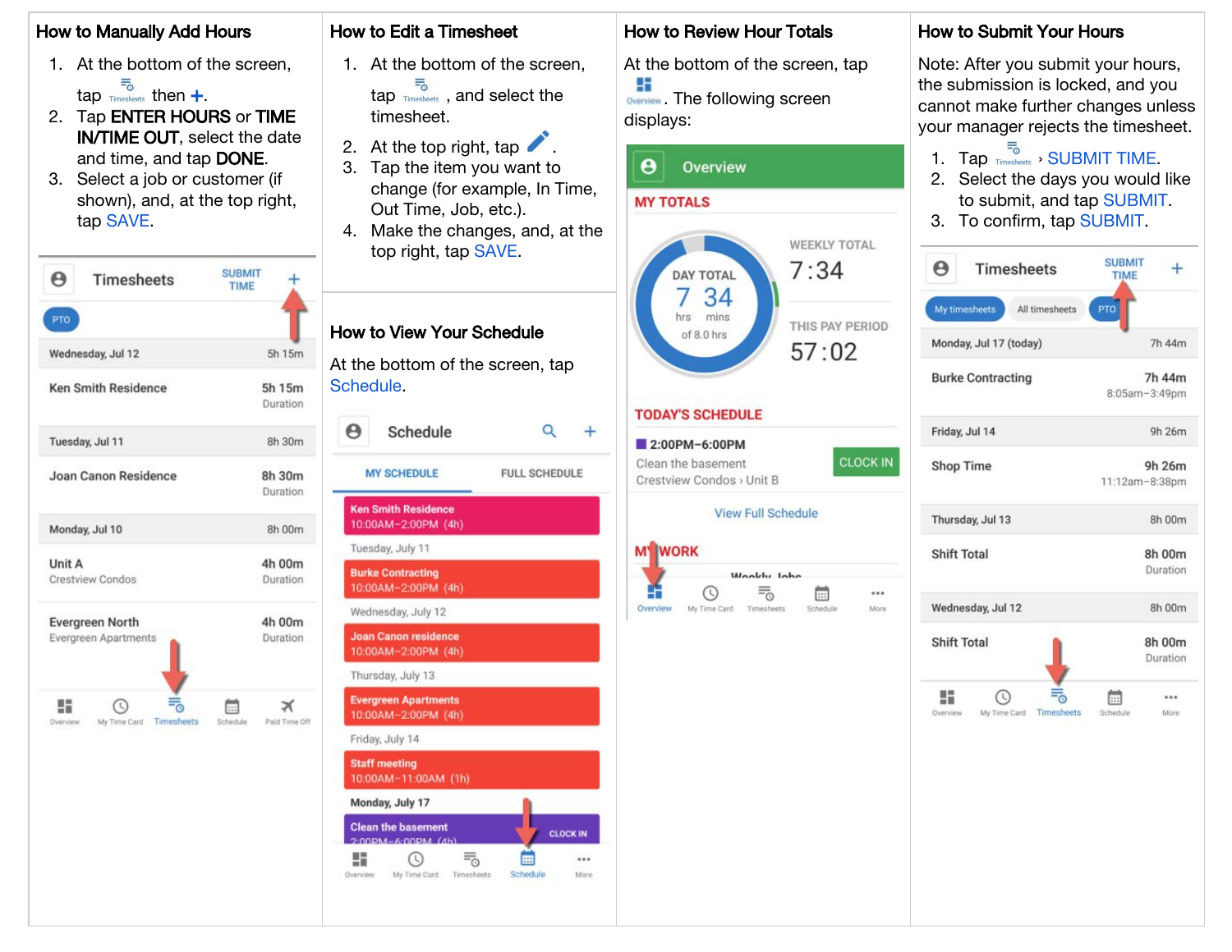## How to Manually Add Hours

1. At the bottom of the screen, tap Timesheets then +.
2. Tap **ENTER HOURS** or **TIME IN/TIME OUT**, select the date and time, and tap **DONE**.
3. Select a job or customer (if shown), and, at the top right, tap SAVE.

## How to Edit a Timesheet

1. At the bottom of the screen, tap Timesheets, and select the timesheet.
2. At the top right, tap ✎.
3. Tap the item you want to change (for example, In Time, Out Time, Job, etc.).
4. Make the changes, and, at the top right, tap SAVE.

## How to View Your Schedule

At the bottom of the screen, tap Schedule.

## How to Review Hour Totals

At the bottom of the screen, tap Overview. The following screen displays:

## How to Submit Your Hours

Note: After you submit your hours, the submission is locked, and you cannot make further changes unless your manager rejects the timesheet.

1. Tap Timesheets › SUBMIT TIME.
2. Select the days you would like to submit, and tap SUBMIT.
3. To confirm, tap SUBMIT.